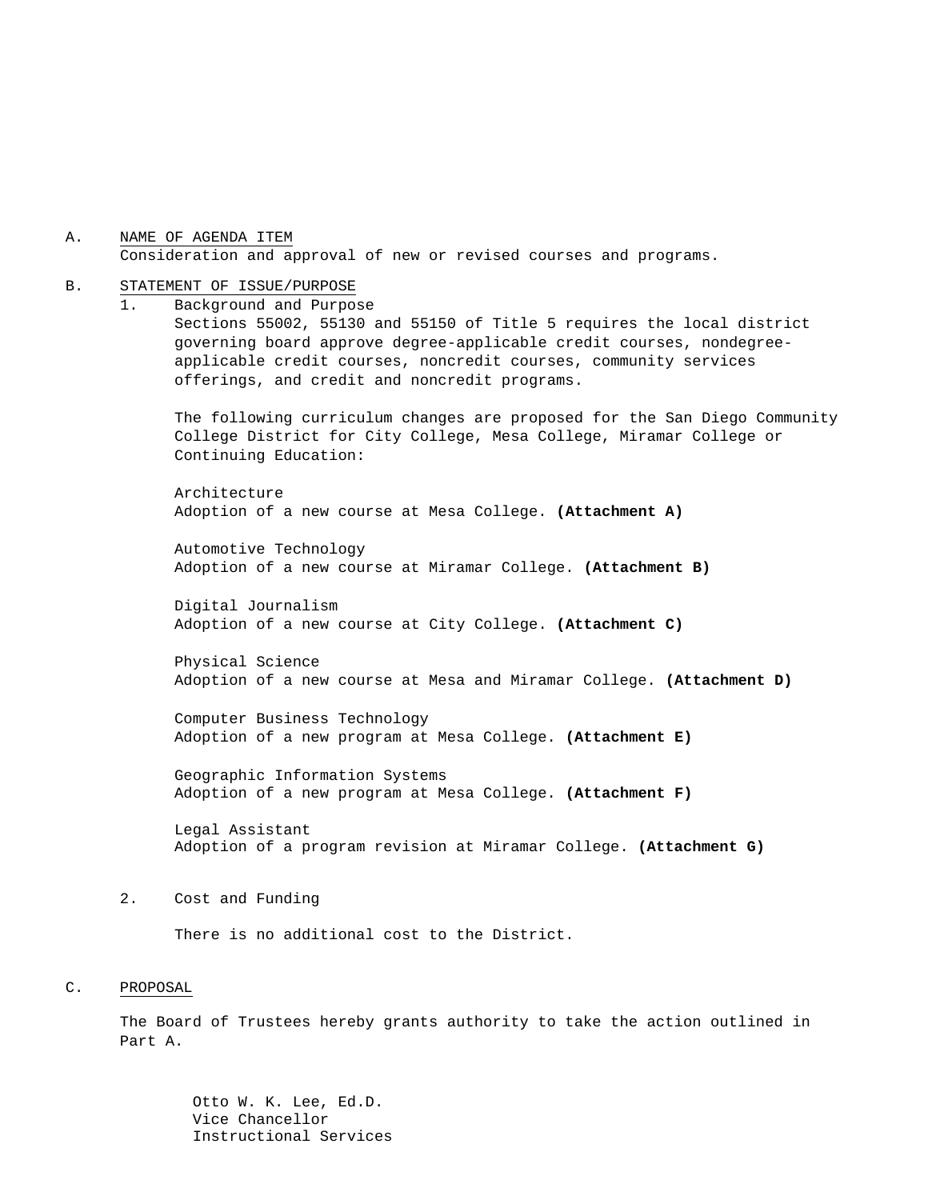A. <u>NAME OF AGENDA ITEM</u>

Consideration and approval of new or revised courses and programs.

B. <u>STATEMENT OF ISSUE/PURPOSE</u>

1. Background and Purpose

   Sections 55002, 55130 and 55150 of Title 5 requires the local district governing board approve degree-applicable credit courses, nondegree-applicable credit courses, noncredit courses, community services offerings, and credit and noncredit programs.

   The following curriculum changes are proposed for the San Diego Community College District for City College, Mesa College, Miramar College or Continuing Education:

   Architecture
   Adoption of a new course at Mesa College. **(Attachment A)**

   Automotive Technology
   Adoption of a new course at Miramar College. **(Attachment B)**

   Digital Journalism
   Adoption of a new course at City College. **(Attachment C)**

   Physical Science
   Adoption of a new course at Mesa and Miramar College. **(Attachment D)**

   Computer Business Technology
   Adoption of a new program at Mesa College. **(Attachment E)**

   Geographic Information Systems
   Adoption of a new program at Mesa College. **(Attachment F)**

   Legal Assistant
   Adoption of a program revision at Miramar College. **(Attachment G)**

2. Cost and Funding

   There is no additional cost to the District.

C. <u>PROPOSAL</u>

The Board of Trustees hereby grants authority to take the action outlined in Part A.

Otto W. K. Lee, Ed.D.
Vice Chancellor
Instructional Services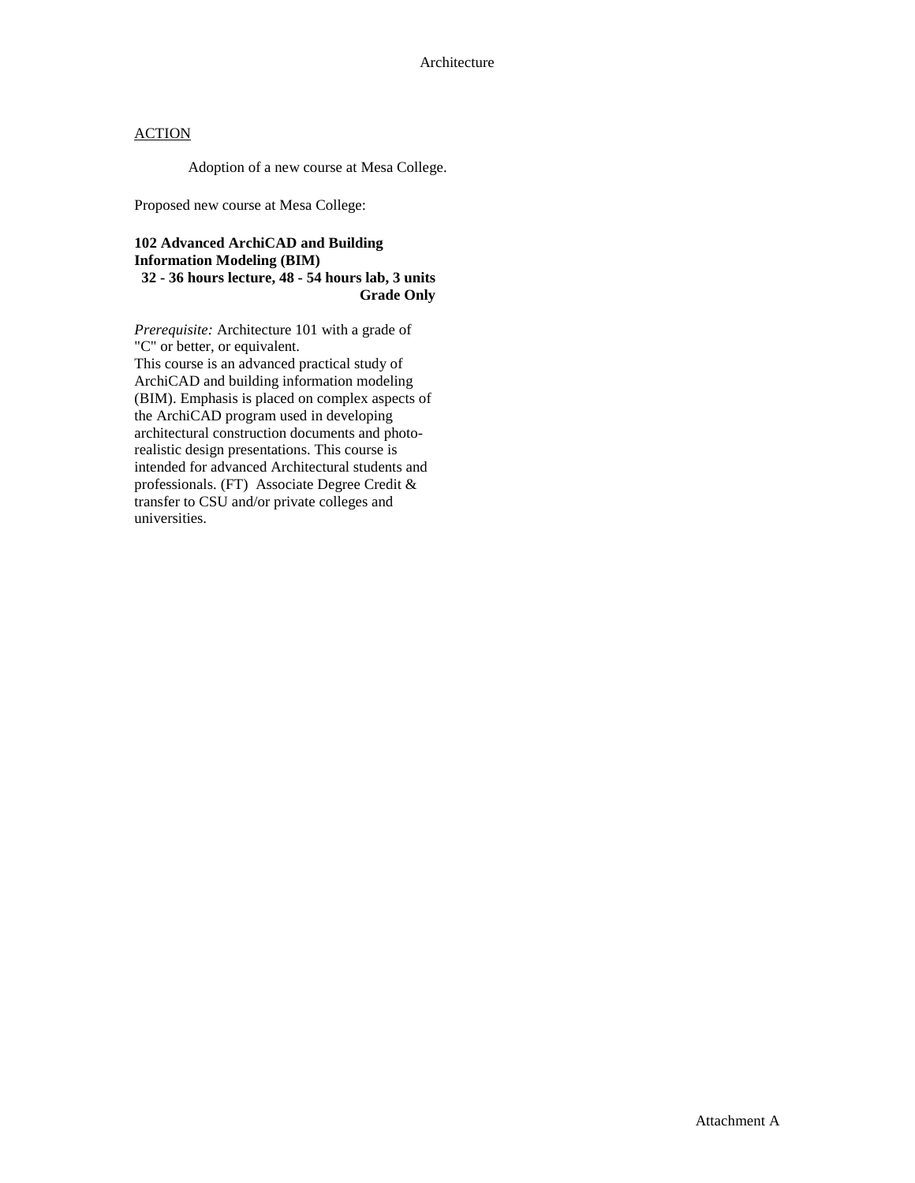Architecture

ACTION

Adoption of a new course at Mesa College.

Proposed new course at Mesa College:

**102 Advanced ArchiCAD and Building Information Modeling (BIM)**
**32 - 36 hours lecture, 48 - 54 hours lab, 3 units**
**Grade Only**

*Prerequisite:* Architecture 101 with a grade of "C" or better, or equivalent.
This course is an advanced practical study of ArchiCAD and building information modeling (BIM). Emphasis is placed on complex aspects of the ArchiCAD program used in developing architectural construction documents and photo-realistic design presentations. This course is intended for advanced Architectural students and professionals. (FT) Associate Degree Credit & transfer to CSU and/or private colleges and universities.

Attachment A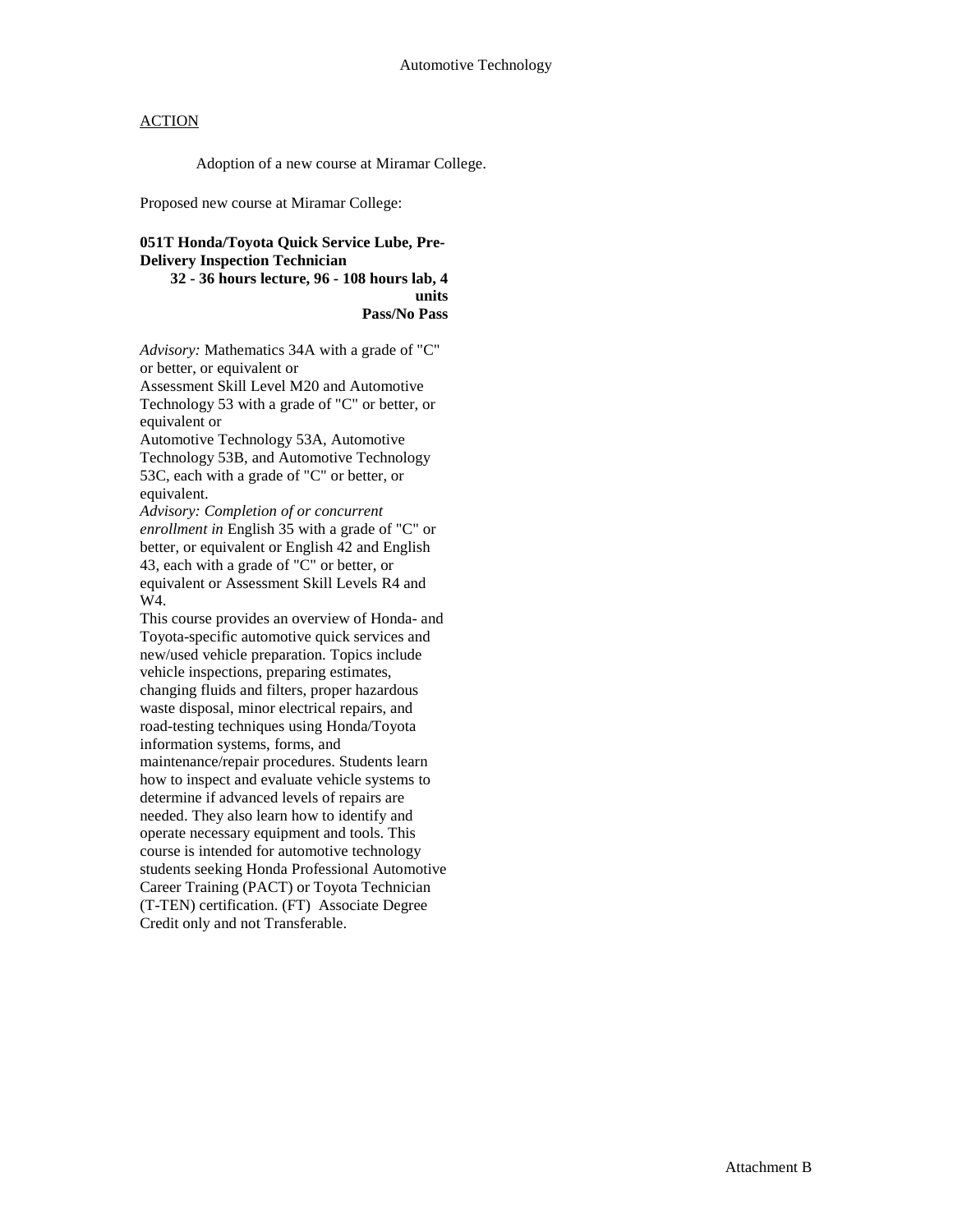Automotive Technology

ACTION

Adoption of a new course at Miramar College.

Proposed new course at Miramar College:

**051T Honda/Toyota Quick Service Lube, Pre-Delivery Inspection Technician**
**32 - 36 hours lecture, 96 - 108 hours lab, 4 units**
**Pass/No Pass**

*Advisory:* Mathematics 34A with a grade of "C" or better, or equivalent or
Assessment Skill Level M20 and Automotive Technology 53 with a grade of "C" or better, or equivalent or
Automotive Technology 53A, Automotive Technology 53B, and Automotive Technology 53C, each with a grade of "C" or better, or equivalent.
*Advisory: Completion of or concurrent enrollment in* English 35 with a grade of "C" or better, or equivalent or English 42 and English 43, each with a grade of "C" or better, or equivalent or Assessment Skill Levels R4 and W4.
This course provides an overview of Honda- and Toyota-specific automotive quick services and new/used vehicle preparation. Topics include vehicle inspections, preparing estimates, changing fluids and filters, proper hazardous waste disposal, minor electrical repairs, and road-testing techniques using Honda/Toyota information systems, forms, and maintenance/repair procedures. Students learn how to inspect and evaluate vehicle systems to determine if advanced levels of repairs are needed. They also learn how to identify and operate necessary equipment and tools. This course is intended for automotive technology students seeking Honda Professional Automotive Career Training (PACT) or Toyota Technician (T-TEN) certification. (FT) Associate Degree Credit only and not Transferable.

Attachment B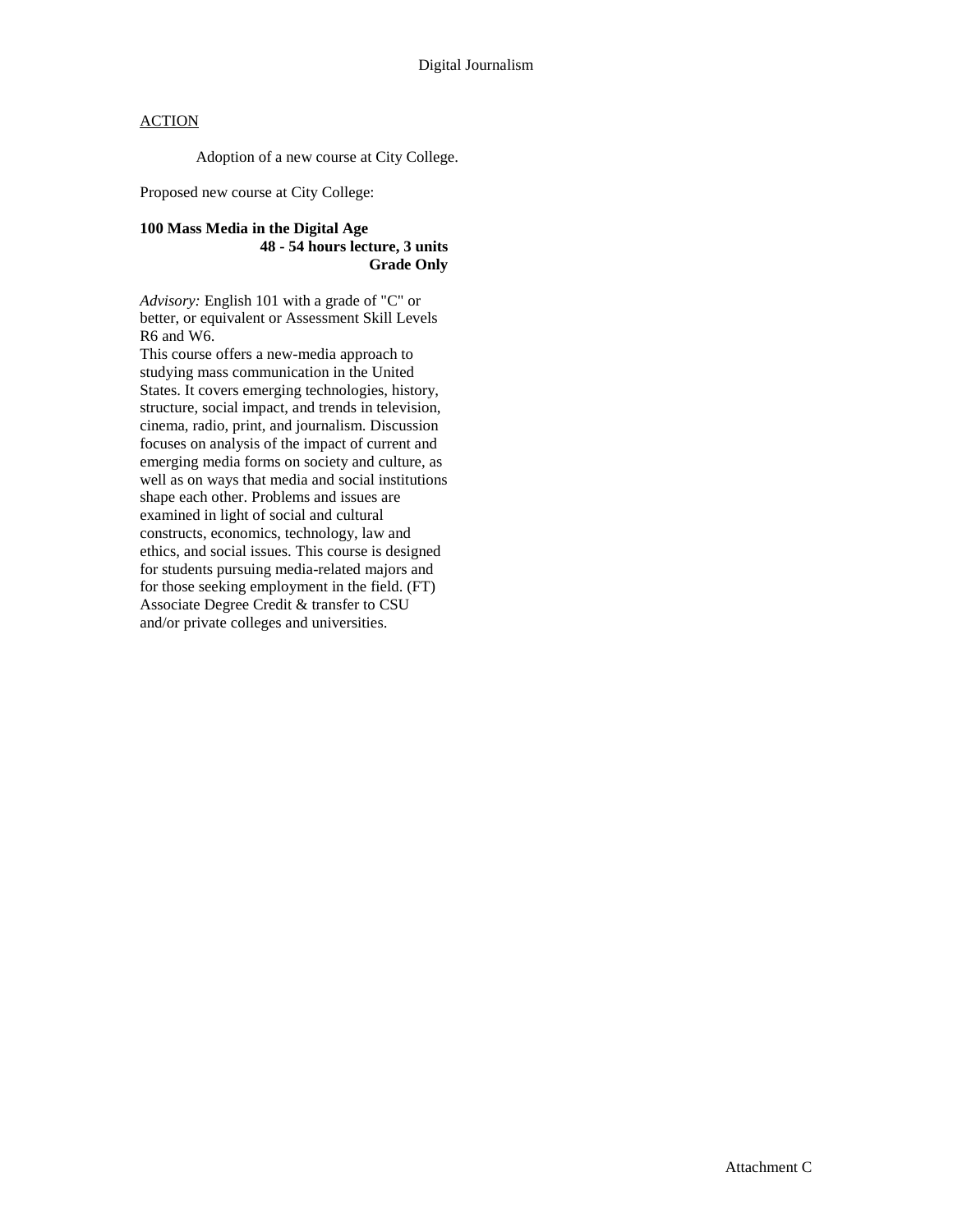Digital Journalism

ACTION

Adoption of a new course at City College.

Proposed new course at City College:

**100 Mass Media in the Digital Age**
**48 - 54 hours lecture, 3 units**
**Grade Only**

*Advisory:* English 101 with a grade of "C" or better, or equivalent or Assessment Skill Levels R6 and W6.
This course offers a new-media approach to studying mass communication in the United States. It covers emerging technologies, history, structure, social impact, and trends in television, cinema, radio, print, and journalism. Discussion focuses on analysis of the impact of current and emerging media forms on society and culture, as well as on ways that media and social institutions shape each other. Problems and issues are examined in light of social and cultural constructs, economics, technology, law and ethics, and social issues. This course is designed for students pursuing media-related majors and for those seeking employment in the field. (FT)
Associate Degree Credit & transfer to CSU and/or private colleges and universities.

Attachment C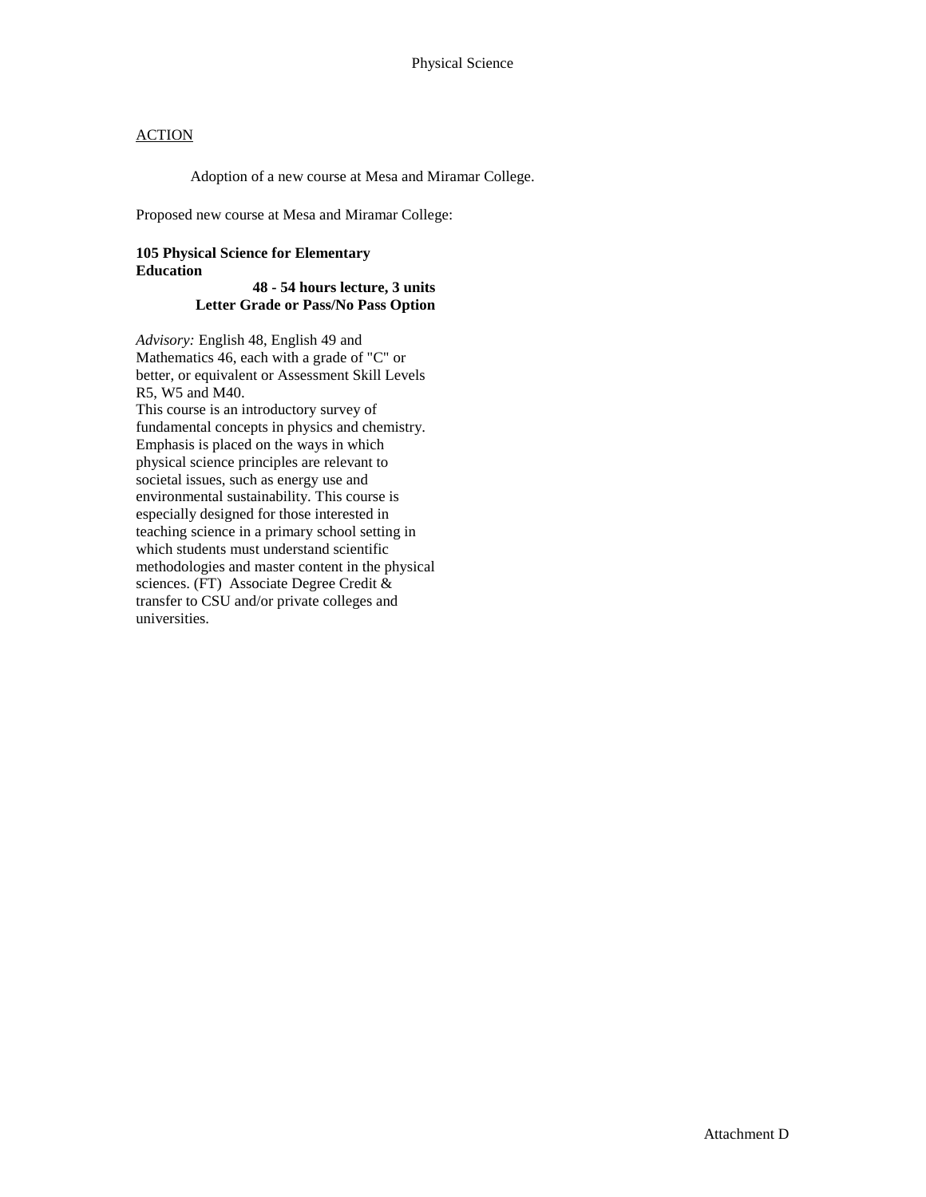# Physical Science

ACTION

Adoption of a new course at Mesa and Miramar College.

Proposed new course at Mesa and Miramar College:

**105 Physical Science for Elementary Education**

**48 - 54 hours lecture, 3 units**
**Letter Grade or Pass/No Pass Option**

*Advisory:* English 48, English 49 and Mathematics 46, each with a grade of "C" or better, or equivalent or Assessment Skill Levels R5, W5 and M40.

This course is an introductory survey of fundamental concepts in physics and chemistry. Emphasis is placed on the ways in which physical science principles are relevant to societal issues, such as energy use and environmental sustainability. This course is especially designed for those interested in teaching science in a primary school setting in which students must understand scientific methodologies and master content in the physical sciences. (FT) Associate Degree Credit & transfer to CSU and/or private colleges and universities.

Attachment D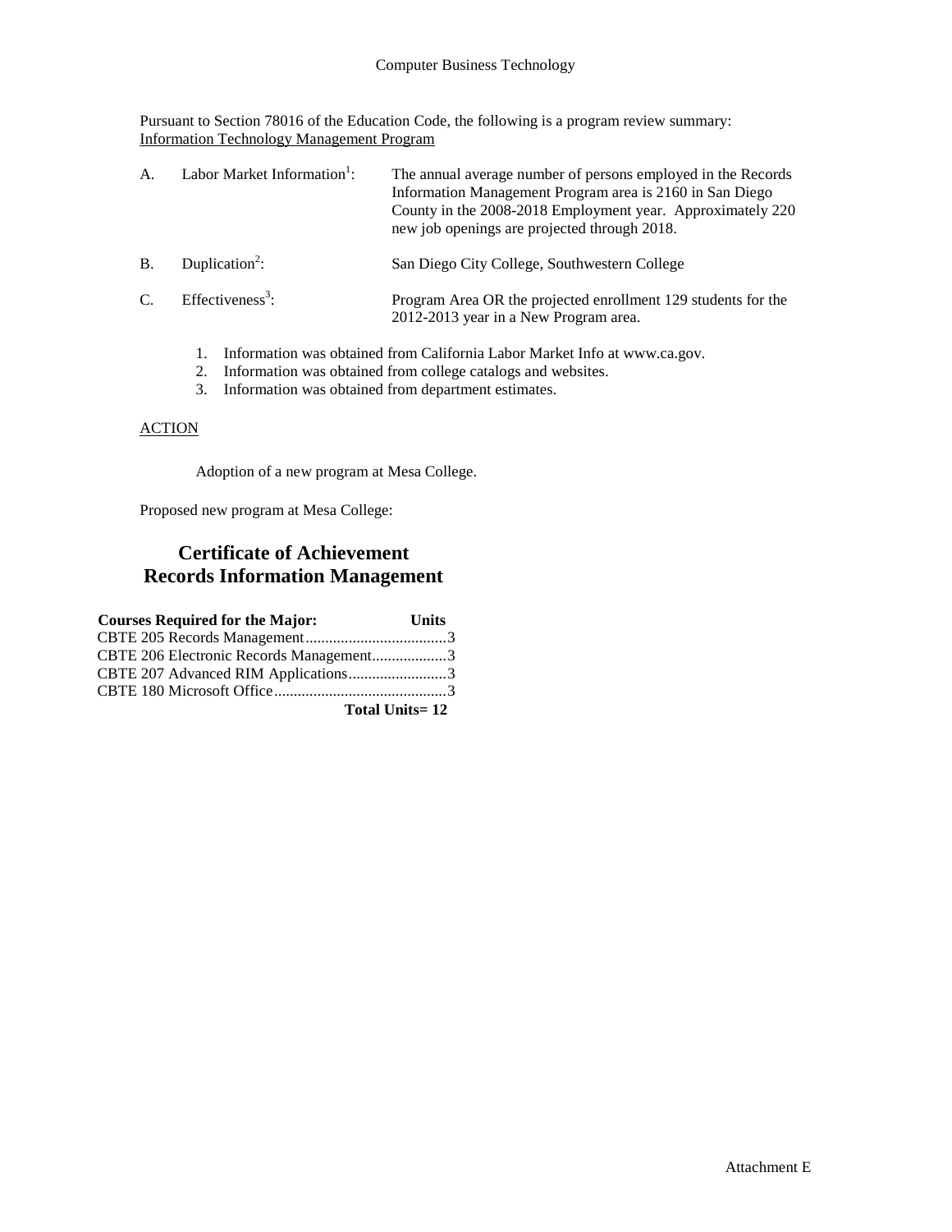Computer Business Technology

Pursuant to Section 78016 of the Education Code, the following is a program review summary:
Information Technology Management Program

A. Labor Market Information[1]: The annual average number of persons employed in the Records Information Management Program area is 2160 in San Diego County in the 2008-2018 Employment year. Approximately 220 new job openings are projected through 2018.

B. Duplication[2]: San Diego City College, Southwestern College

C. Effectiveness[3]: Program Area OR the projected enrollment 129 students for the 2012-2013 year in a New Program area.

1. Information was obtained from California Labor Market Info at www.ca.gov.
2. Information was obtained from college catalogs and websites.
3. Information was obtained from department estimates.

ACTION

Adoption of a new program at Mesa College.

Proposed new program at Mesa College:

## Certificate of Achievement
## Records Information Management

| Courses Required for the Major: | Units |
|---|---|
| CBTE 205 Records Management | 3 |
| CBTE 206 Electronic Records Management | 3 |
| CBTE 207 Advanced RIM Applications | 3 |
| CBTE 180 Microsoft Office | 3 |
| **Total Units= 12** | |

Attachment E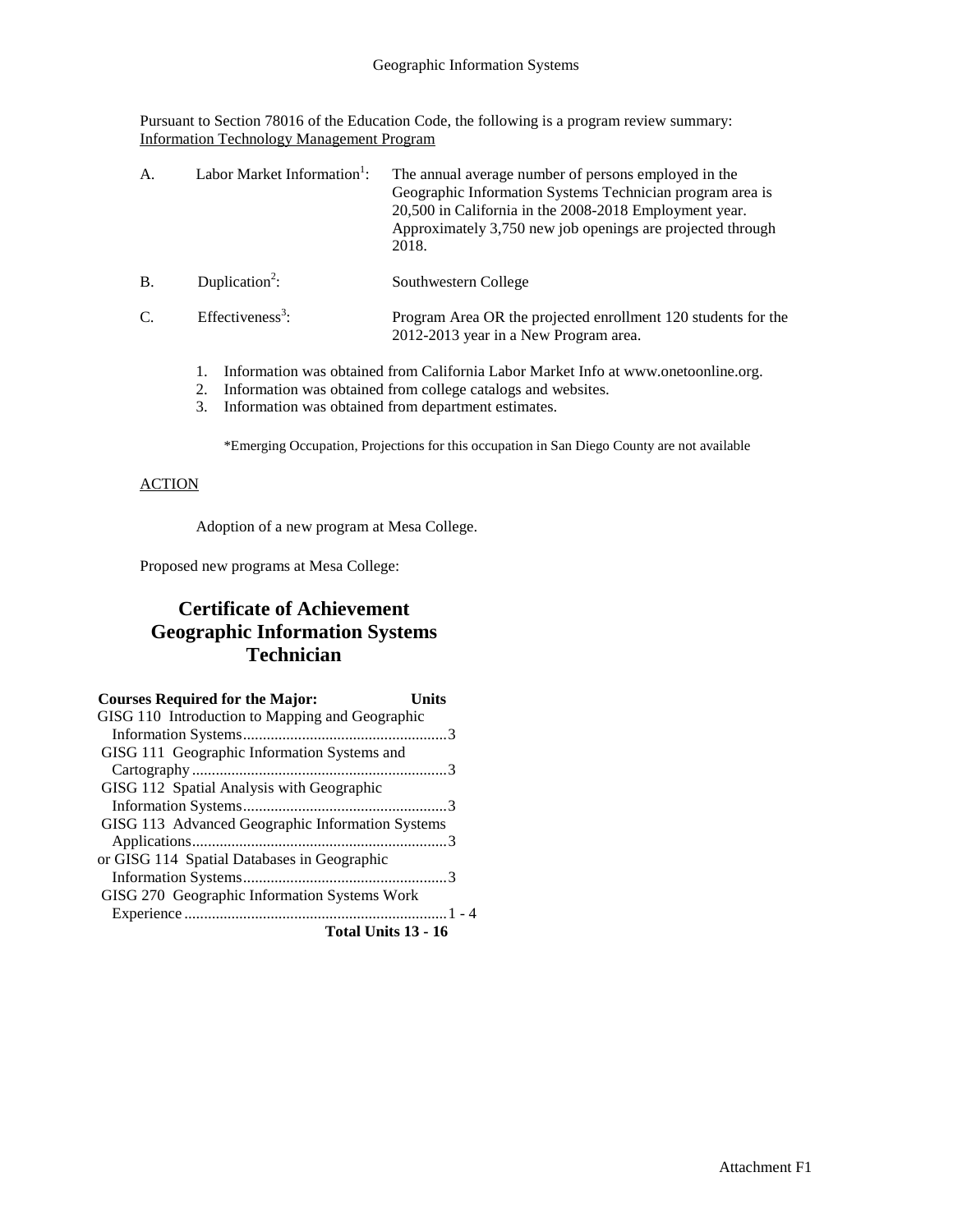Geographic Information Systems

Pursuant to Section 78016 of the Education Code, the following is a program review summary:
Information Technology Management Program

A. Labor Market Information[1]: The annual average number of persons employed in the Geographic Information Systems Technician program area is 20,500 in California in the 2008-2018 Employment year. Approximately 3,750 new job openings are projected through 2018.

B. Duplication[2]: Southwestern College

C. Effectiveness[3]: Program Area OR the projected enrollment 120 students for the 2012-2013 year in a New Program area.

1. Information was obtained from California Labor Market Info at www.onetoonline.org.
2. Information was obtained from college catalogs and websites.
3. Information was obtained from department estimates.

*Emerging Occupation, Projections for this occupation in San Diego County are not available

ACTION

Adoption of a new program at Mesa College.

Proposed new programs at Mesa College:

## Certificate of Achievement Geographic Information Systems Technician

| Courses Required for the Major: | Units |
|---|---|
| GISG 110 Introduction to Mapping and Geographic Information Systems | 3 |
| GISG 111 Geographic Information Systems and Cartography | 3 |
| GISG 112 Spatial Analysis with Geographic Information Systems | 3 |
| GISG 113 Advanced Geographic Information Systems Applications | 3 |
| or GISG 114 Spatial Databases in Geographic Information Systems | 3 |
| GISG 270 Geographic Information Systems Work Experience | 1 - 4 |
| **Total Units** | **13 - 16** |

Attachment F1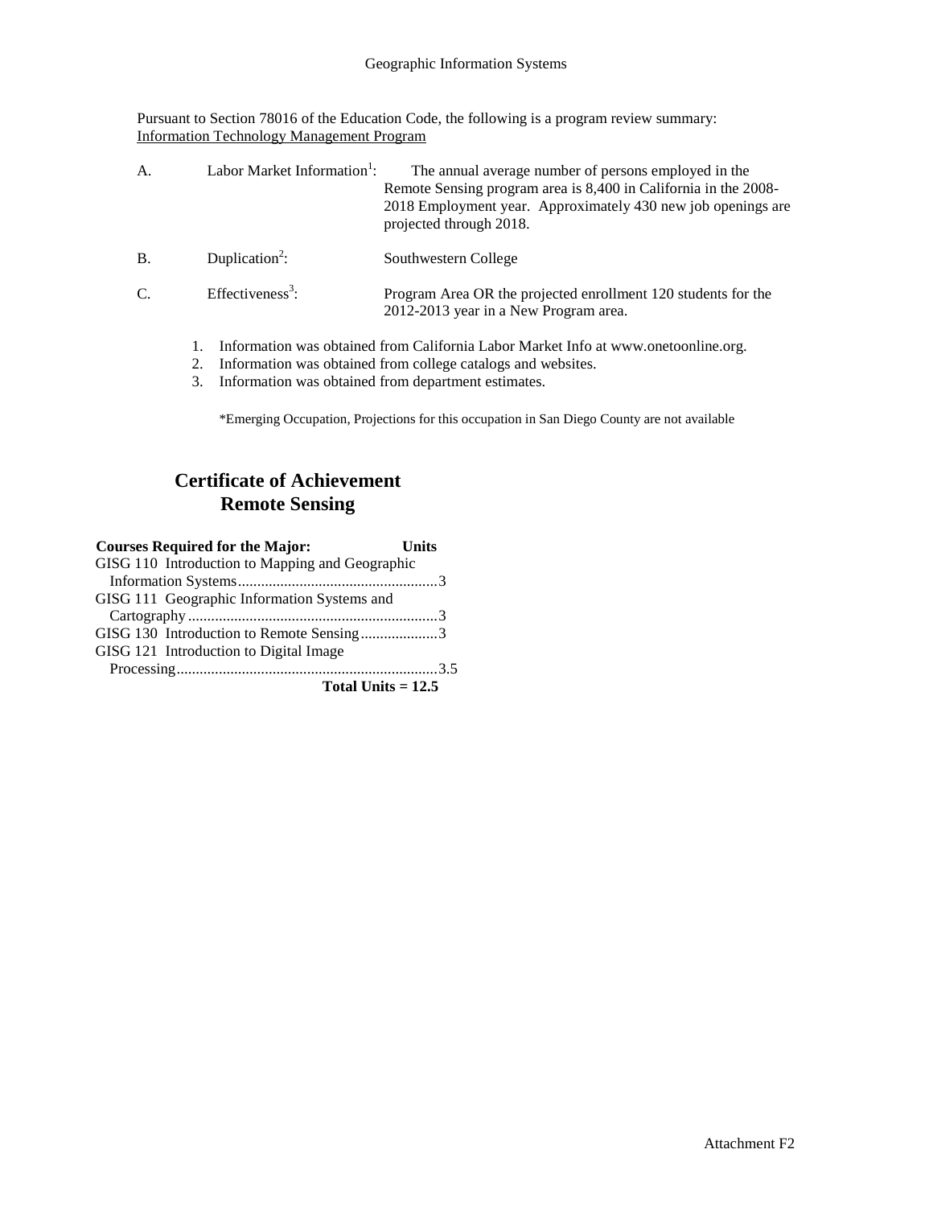Geographic Information Systems

Pursuant to Section 78016 of the Education Code, the following is a program review summary: Information Technology Management Program

| | | |
|---|---|---|
| A. | Labor Market Information[1]: | The annual average number of persons employed in the Remote Sensing program area is 8,400 in California in the 2008-2018 Employment year. Approximately 430 new job openings are projected through 2018. |
| B. | Duplication[2]: | Southwestern College |
| C. | Effectiveness[3]: | Program Area OR the projected enrollment 120 students for the 2012-2013 year in a New Program area. |

1. Information was obtained from California Labor Market Info at www.onetoonline.org.
2. Information was obtained from college catalogs and websites.
3. Information was obtained from department estimates.

*Emerging Occupation, Projections for this occupation in San Diego County are not available

## Certificate of Achievement
## Remote Sensing

| Courses Required for the Major: | Units |
|---|---|
| GISG 110 Introduction to Mapping and Geographic Information Systems | 3 |
| GISG 111 Geographic Information Systems and Cartography | 3 |
| GISG 130 Introduction to Remote Sensing | 3 |
| GISG 121 Introduction to Digital Image Processing | 3.5 |
| **Total Units = 12.5** | |

Attachment F2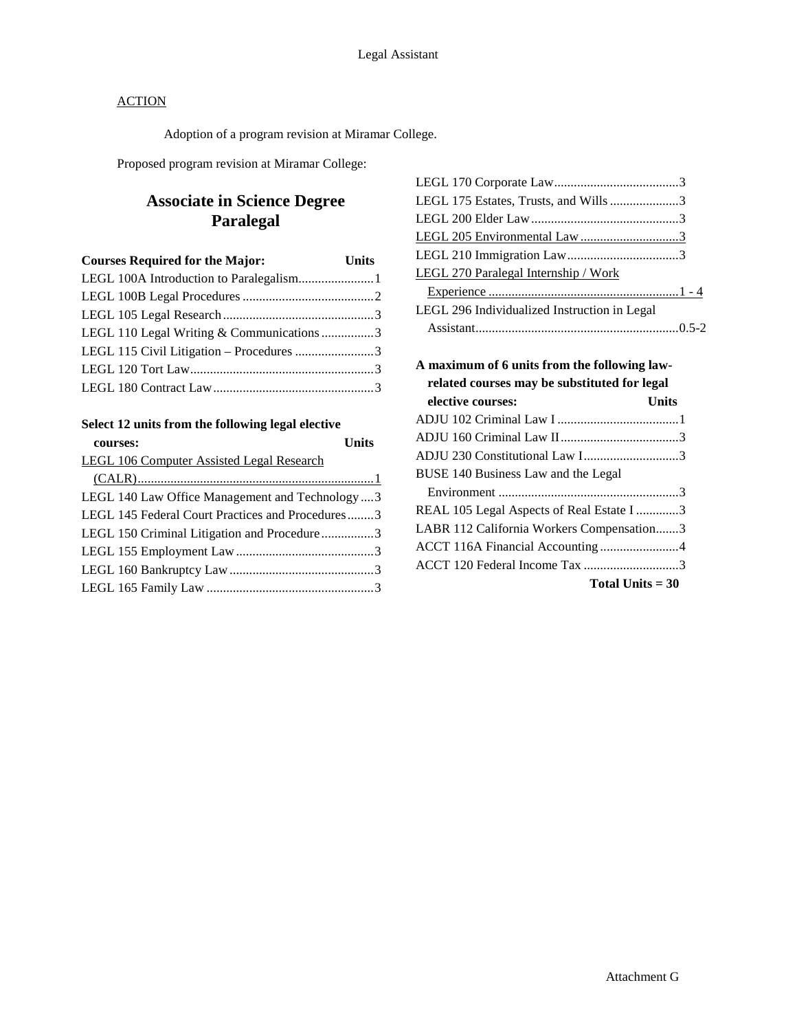Legal Assistant

ACTION

Adoption of a program revision at Miramar College.

Proposed program revision at Miramar College:

## Associate in Science Degree Paralegal

| **Courses Required for the Major:** | **Units** |
| --- | --- |
| LEGL 100A Introduction to Paralegalism | 1 |
| LEGL 100B Legal Procedures | 2 |
| LEGL 105 Legal Research | 3 |
| LEGL 110 Legal Writing & Communications | 3 |
| LEGL 115 Civil Litigation – Procedures | 3 |
| LEGL 120 Tort Law | 3 |
| LEGL 180 Contract Law | 3 |

| **Select 12 units from the following legal elective courses:** | **Units** |
| --- | --- |
| LEGL 106 Computer Assisted Legal Research (CALR) | 1 |
| LEGL 140 Law Office Management and Technology | 3 |
| LEGL 145 Federal Court Practices and Procedures | 3 |
| LEGL 150 Criminal Litigation and Procedure | 3 |
| LEGL 155 Employment Law | 3 |
| LEGL 160 Bankruptcy Law | 3 |
| LEGL 165 Family Law | 3 |
| LEGL 170 Corporate Law | 3 |
| LEGL 175 Estates, Trusts, and Wills | 3 |
| LEGL 200 Elder Law | 3 |
| LEGL 205 Environmental Law | 3 |
| LEGL 210 Immigration Law | 3 |
| LEGL 270 Paralegal Internship / Work Experience | 1 - 4 |
| LEGL 296 Individualized Instruction in Legal Assistant | 0.5-2 |

| **A maximum of 6 units from the following law-related courses may be substituted for legal elective courses:** | **Units** |
| --- | --- |
| ADJU 102 Criminal Law I | 1 |
| ADJU 160 Criminal Law II | 3 |
| ADJU 230 Constitutional Law I | 3 |
| BUSE 140 Business Law and the Legal Environment | 3 |
| REAL 105 Legal Aspects of Real Estate I | 3 |
| LABR 112 California Workers Compensation | 3 |
| ACCT 116A Financial Accounting | 4 |
| ACCT 120 Federal Income Tax | 3 |

**Total Units = 30**

Attachment G